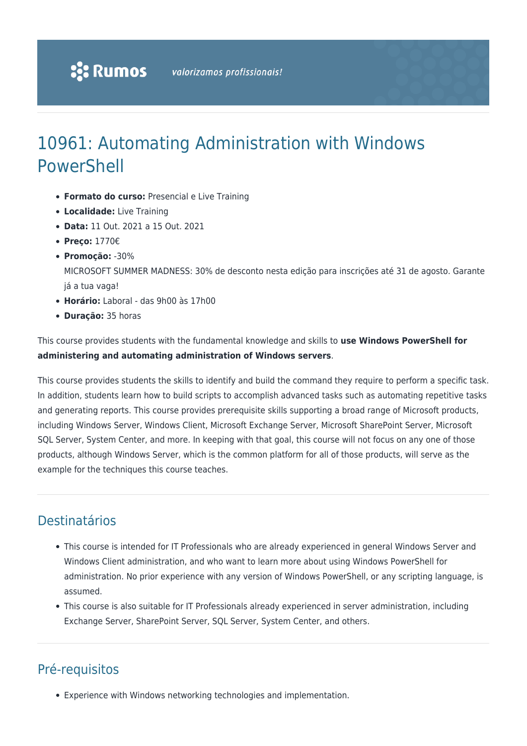# 10961: Automating Administration with Windows PowerShell

- **Formato do curso:** Presencial e Live Training
- **Localidade:** Live Training
- **Data:** 11 Out. 2021 a 15 Out. 2021
- **Preço:** 1770€
- **Promoção:** -30%
  MICROSOFT SUMMER MADNESS: 30% de desconto nesta edição para inscrições até 31 de agosto. Garante já a tua vaga!
- **Horário:** Laboral - das 9h00 às 17h00
- **Duração:** 35 horas

This course provides students with the fundamental knowledge and skills to **use Windows PowerShell for administering and automating administration of Windows servers**.

This course provides students the skills to identify and build the command they require to perform a specific task. In addition, students learn how to build scripts to accomplish advanced tasks such as automating repetitive tasks and generating reports. This course provides prerequisite skills supporting a broad range of Microsoft products, including Windows Server, Windows Client, Microsoft Exchange Server, Microsoft SharePoint Server, Microsoft SQL Server, System Center, and more. In keeping with that goal, this course will not focus on any one of those products, although Windows Server, which is the common platform for all of those products, will serve as the example for the techniques this course teaches.

## Destinatários

- This course is intended for IT Professionals who are already experienced in general Windows Server and Windows Client administration, and who want to learn more about using Windows PowerShell for administration. No prior experience with any version of Windows PowerShell, or any scripting language, is assumed.
- This course is also suitable for IT Professionals already experienced in server administration, including Exchange Server, SharePoint Server, SQL Server, System Center, and others.

## Pré-requisitos

- Experience with Windows networking technologies and implementation.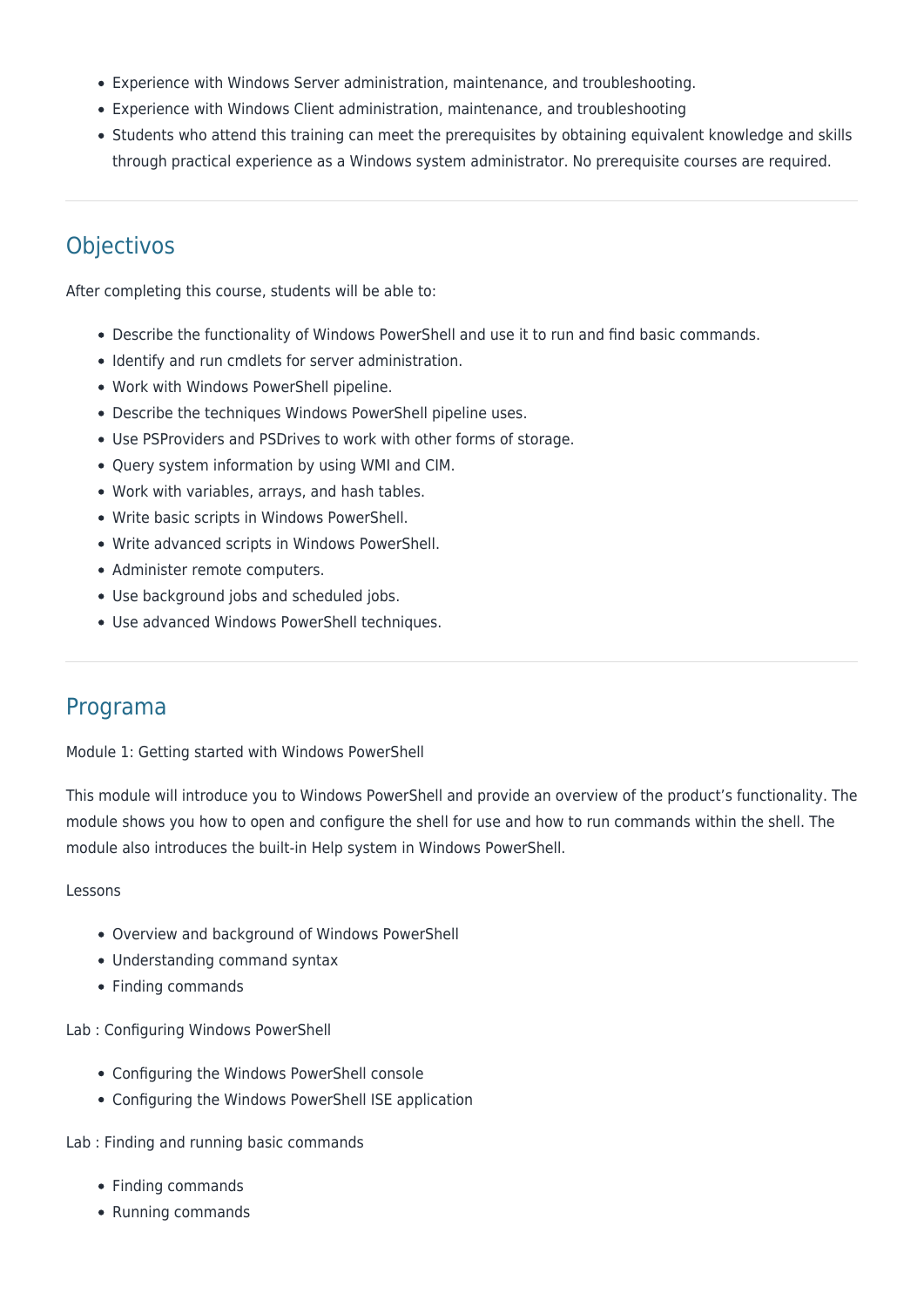- Experience with Windows Server administration, maintenance, and troubleshooting.
- Experience with Windows Client administration, maintenance, and troubleshooting
- Students who attend this training can meet the prerequisites by obtaining equivalent knowledge and skills through practical experience as a Windows system administrator. No prerequisite courses are required.

## Objectivos

After completing this course, students will be able to:

- Describe the functionality of Windows PowerShell and use it to run and find basic commands.
- Identify and run cmdlets for server administration.
- Work with Windows PowerShell pipeline.
- Describe the techniques Windows PowerShell pipeline uses.
- Use PSProviders and PSDrives to work with other forms of storage.
- Query system information by using WMI and CIM.
- Work with variables, arrays, and hash tables.
- Write basic scripts in Windows PowerShell.
- Write advanced scripts in Windows PowerShell.
- Administer remote computers.
- Use background jobs and scheduled jobs.
- Use advanced Windows PowerShell techniques.

## Programa

Module 1: Getting started with Windows PowerShell

This module will introduce you to Windows PowerShell and provide an overview of the product's functionality. The module shows you how to open and configure the shell for use and how to run commands within the shell. The module also introduces the built-in Help system in Windows PowerShell.

Lessons

- Overview and background of Windows PowerShell
- Understanding command syntax
- Finding commands

Lab : Configuring Windows PowerShell

- Configuring the Windows PowerShell console
- Configuring the Windows PowerShell ISE application

Lab : Finding and running basic commands

- Finding commands
- Running commands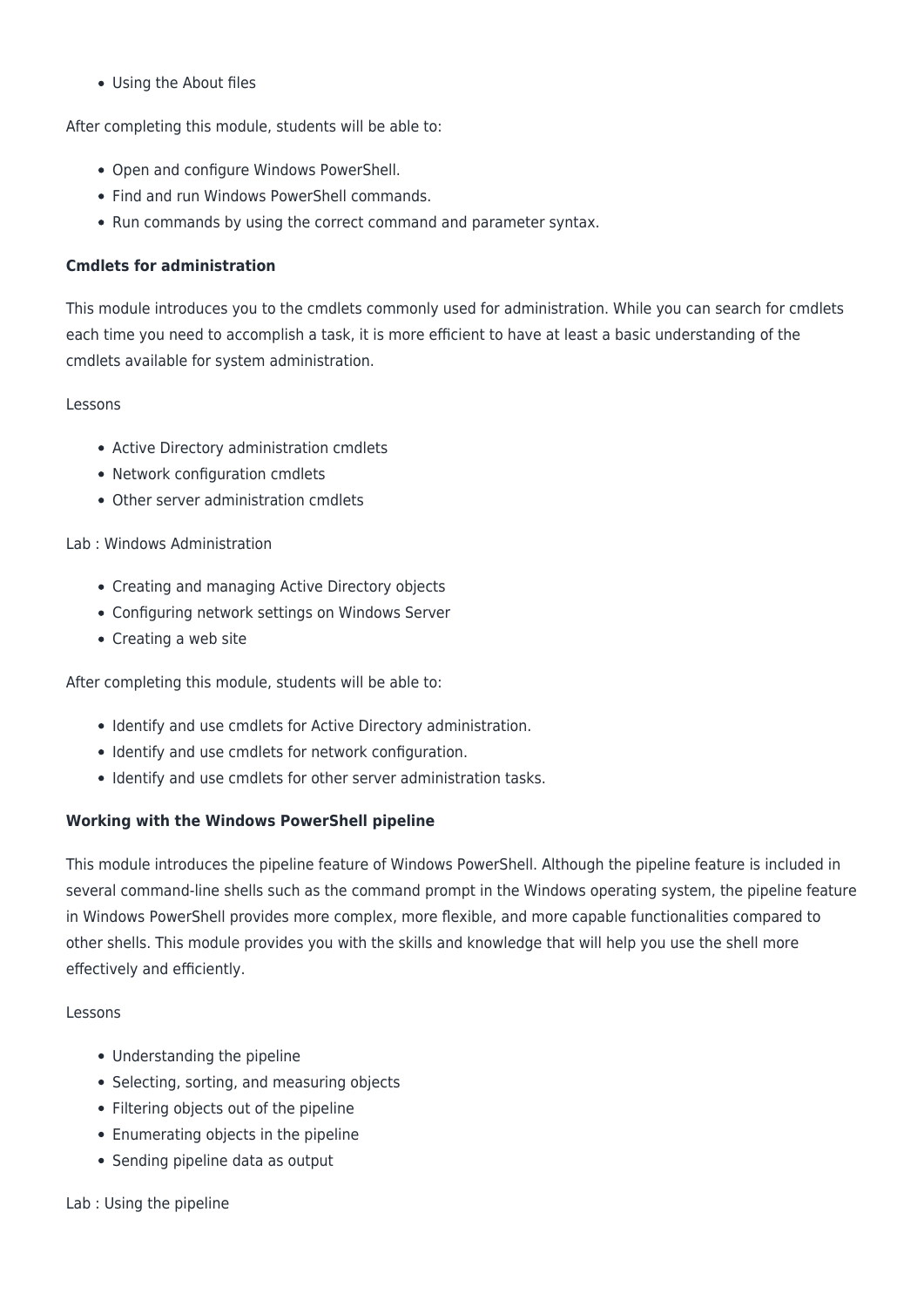- Using the About files

After completing this module, students will be able to:

- Open and configure Windows PowerShell.
- Find and run Windows PowerShell commands.
- Run commands by using the correct command and parameter syntax.

**Cmdlets for administration**

This module introduces you to the cmdlets commonly used for administration. While you can search for cmdlets each time you need to accomplish a task, it is more efficient to have at least a basic understanding of the cmdlets available for system administration.

Lessons

- Active Directory administration cmdlets
- Network configuration cmdlets
- Other server administration cmdlets

Lab : Windows Administration

- Creating and managing Active Directory objects
- Configuring network settings on Windows Server
- Creating a web site

After completing this module, students will be able to:

- Identify and use cmdlets for Active Directory administration.
- Identify and use cmdlets for network configuration.
- Identify and use cmdlets for other server administration tasks.

**Working with the Windows PowerShell pipeline**

This module introduces the pipeline feature of Windows PowerShell. Although the pipeline feature is included in several command-line shells such as the command prompt in the Windows operating system, the pipeline feature in Windows PowerShell provides more complex, more flexible, and more capable functionalities compared to other shells. This module provides you with the skills and knowledge that will help you use the shell more effectively and efficiently.

Lessons

- Understanding the pipeline
- Selecting, sorting, and measuring objects
- Filtering objects out of the pipeline
- Enumerating objects in the pipeline
- Sending pipeline data as output

Lab : Using the pipeline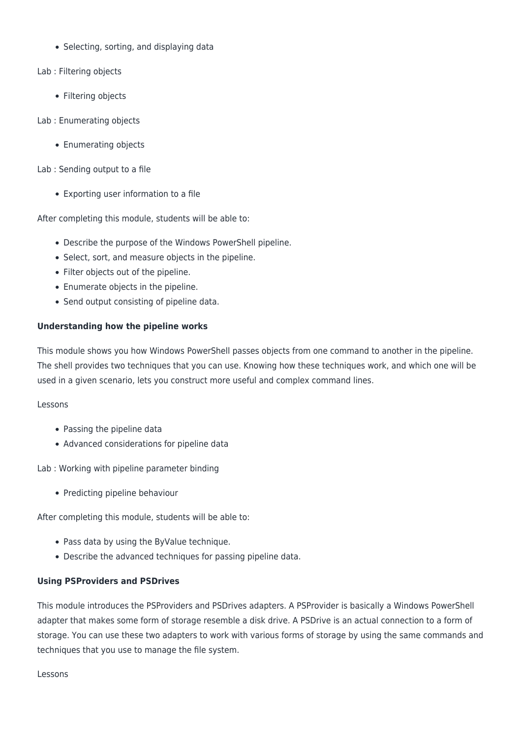- Selecting, sorting, and displaying data

Lab : Filtering objects

- Filtering objects

Lab : Enumerating objects

- Enumerating objects

Lab : Sending output to a file

- Exporting user information to a file

After completing this module, students will be able to:

- Describe the purpose of the Windows PowerShell pipeline.
- Select, sort, and measure objects in the pipeline.
- Filter objects out of the pipeline.
- Enumerate objects in the pipeline.
- Send output consisting of pipeline data.

**Understanding how the pipeline works**

This module shows you how Windows PowerShell passes objects from one command to another in the pipeline. The shell provides two techniques that you can use. Knowing how these techniques work, and which one will be used in a given scenario, lets you construct more useful and complex command lines.

Lessons

- Passing the pipeline data
- Advanced considerations for pipeline data

Lab : Working with pipeline parameter binding

- Predicting pipeline behaviour

After completing this module, students will be able to:

- Pass data by using the ByValue technique.
- Describe the advanced techniques for passing pipeline data.

**Using PSProviders and PSDrives**

This module introduces the PSProviders and PSDrives adapters. A PSProvider is basically a Windows PowerShell adapter that makes some form of storage resemble a disk drive. A PSDrive is an actual connection to a form of storage. You can use these two adapters to work with various forms of storage by using the same commands and techniques that you use to manage the file system.

Lessons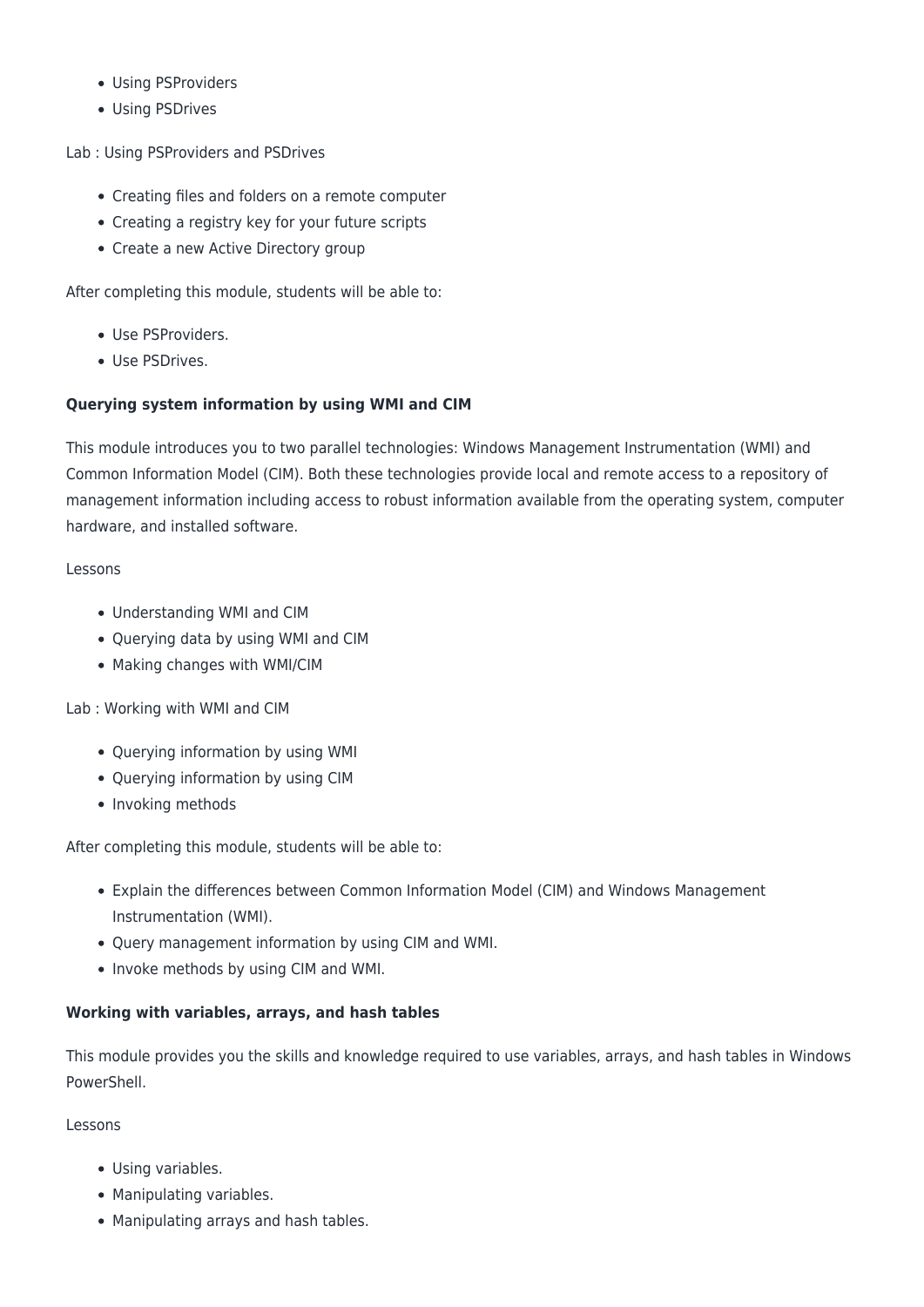- Using PSProviders
- Using PSDrives

Lab : Using PSProviders and PSDrives

- Creating files and folders on a remote computer
- Creating a registry key for your future scripts
- Create a new Active Directory group

After completing this module, students will be able to:

- Use PSProviders.
- Use PSDrives.

**Querying system information by using WMI and CIM**

This module introduces you to two parallel technologies: Windows Management Instrumentation (WMI) and Common Information Model (CIM). Both these technologies provide local and remote access to a repository of management information including access to robust information available from the operating system, computer hardware, and installed software.

Lessons

- Understanding WMI and CIM
- Querying data by using WMI and CIM
- Making changes with WMI/CIM

Lab : Working with WMI and CIM

- Querying information by using WMI
- Querying information by using CIM
- Invoking methods

After completing this module, students will be able to:

- Explain the differences between Common Information Model (CIM) and Windows Management Instrumentation (WMI).
- Query management information by using CIM and WMI.
- Invoke methods by using CIM and WMI.

**Working with variables, arrays, and hash tables**

This module provides you the skills and knowledge required to use variables, arrays, and hash tables in Windows PowerShell.

Lessons

- Using variables.
- Manipulating variables.
- Manipulating arrays and hash tables.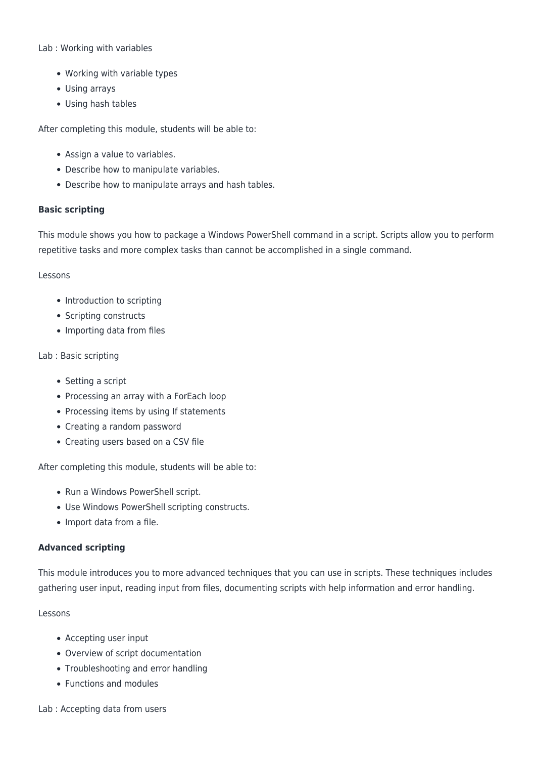Lab : Working with variables

- Working with variable types
- Using arrays
- Using hash tables

After completing this module, students will be able to:

- Assign a value to variables.
- Describe how to manipulate variables.
- Describe how to manipulate arrays and hash tables.

**Basic scripting**

This module shows you how to package a Windows PowerShell command in a script. Scripts allow you to perform repetitive tasks and more complex tasks than cannot be accomplished in a single command.

Lessons

- Introduction to scripting
- Scripting constructs
- Importing data from files

Lab : Basic scripting

- Setting a script
- Processing an array with a ForEach loop
- Processing items by using If statements
- Creating a random password
- Creating users based on a CSV file

After completing this module, students will be able to:

- Run a Windows PowerShell script.
- Use Windows PowerShell scripting constructs.
- Import data from a file.

**Advanced scripting**

This module introduces you to more advanced techniques that you can use in scripts. These techniques includes gathering user input, reading input from files, documenting scripts with help information and error handling.

Lessons

- Accepting user input
- Overview of script documentation
- Troubleshooting and error handling
- Functions and modules

Lab : Accepting data from users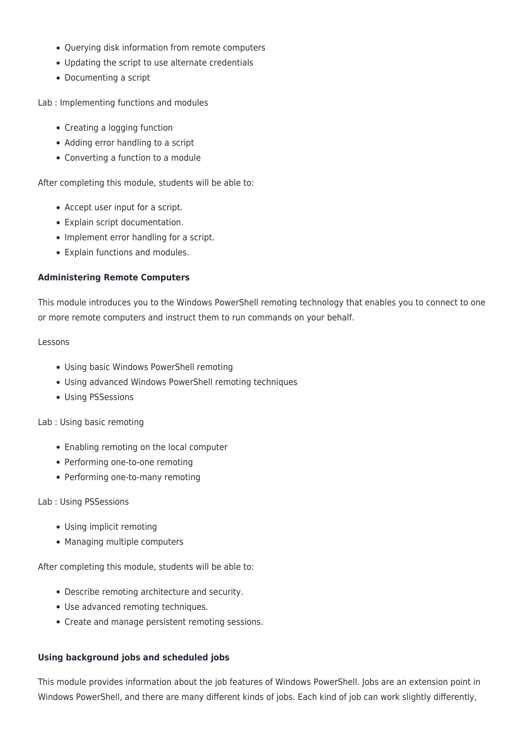- Querying disk information from remote computers
- Updating the script to use alternate credentials
- Documenting a script

Lab : Implementing functions and modules

- Creating a logging function
- Adding error handling to a script
- Converting a function to a module

After completing this module, students will be able to:

- Accept user input for a script.
- Explain script documentation.
- Implement error handling for a script.
- Explain functions and modules.

**Administering Remote Computers**

This module introduces you to the Windows PowerShell remoting technology that enables you to connect to one or more remote computers and instruct them to run commands on your behalf.

Lessons

- Using basic Windows PowerShell remoting
- Using advanced Windows PowerShell remoting techniques
- Using PSSessions

Lab : Using basic remoting

- Enabling remoting on the local computer
- Performing one-to-one remoting
- Performing one-to-many remoting

Lab : Using PSSessions

- Using implicit remoting
- Managing multiple computers

After completing this module, students will be able to:

- Describe remoting architecture and security.
- Use advanced remoting techniques.
- Create and manage persistent remoting sessions.

**Using background jobs and scheduled jobs**

This module provides information about the job features of Windows PowerShell. Jobs are an extension point in Windows PowerShell, and there are many different kinds of jobs. Each kind of job can work slightly differently,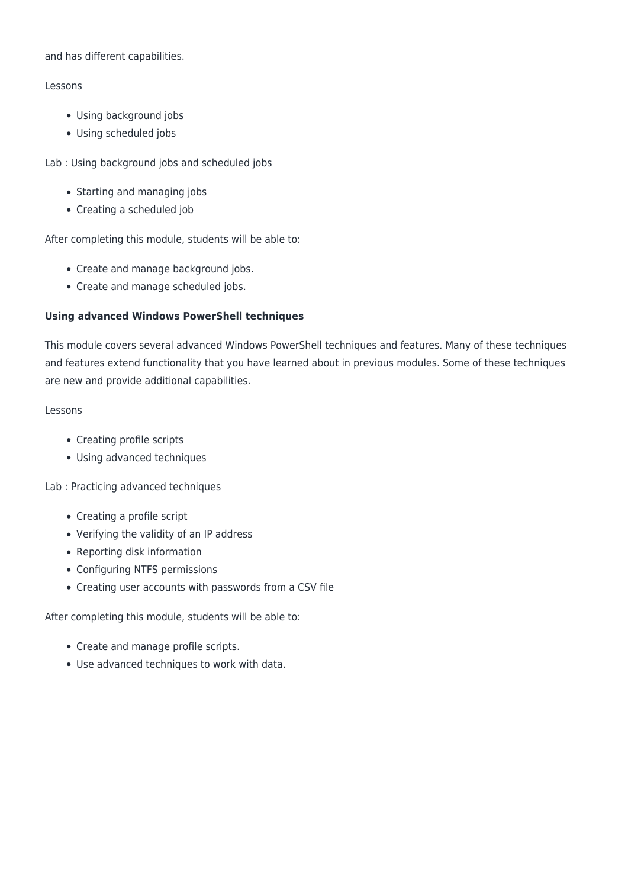and has different capabilities.

Lessons

- Using background jobs
- Using scheduled jobs

Lab : Using background jobs and scheduled jobs

- Starting and managing jobs
- Creating a scheduled job

After completing this module, students will be able to:

- Create and manage background jobs.
- Create and manage scheduled jobs.

**Using advanced Windows PowerShell techniques**

This module covers several advanced Windows PowerShell techniques and features. Many of these techniques and features extend functionality that you have learned about in previous modules. Some of these techniques are new and provide additional capabilities.

Lessons

- Creating profile scripts
- Using advanced techniques

Lab : Practicing advanced techniques

- Creating a profile script
- Verifying the validity of an IP address
- Reporting disk information
- Configuring NTFS permissions
- Creating user accounts with passwords from a CSV file

After completing this module, students will be able to:

- Create and manage profile scripts.
- Use advanced techniques to work with data.